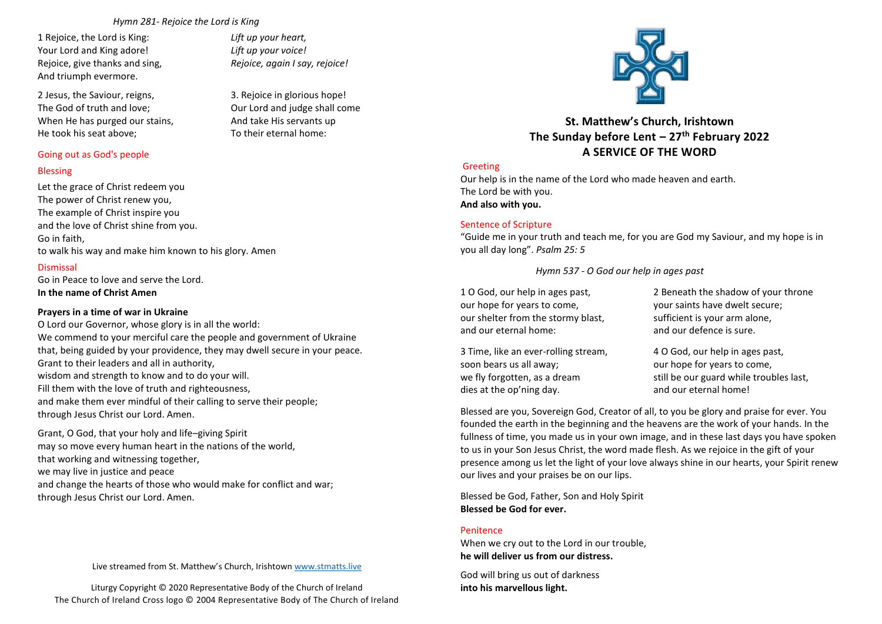*Hymn 281- Rejoice the Lord is King*

1 Rejoice, the Lord is King:
Your Lord and King adore!
Rejoice, give thanks and sing,
And triumph evermore.

*Lift up your heart,*
*Lift up your voice!*
*Rejoice, again I say, rejoice!*

2 Jesus, the Saviour, reigns,
The God of truth and love;
When He has purged our stains,
He took his seat above;

3. Rejoice in glorious hope!
Our Lord and judge shall come
And take His servants up
To their eternal home:

Going out as God's people

Blessing

Let the grace of Christ redeem you
The power of Christ renew you,
The example of Christ inspire you
and the love of Christ shine from you.
Go in faith,
to walk his way and make him known to his glory. Amen

Dismissal

Go in Peace to love and serve the Lord.
**In the name of Christ Amen**

**Prayers in a time of war in Ukraine**

O Lord our Governor, whose glory is in all the world:
We commend to your merciful care the people and government of Ukraine
that, being guided by your providence, they may dwell secure in your peace.
Grant to their leaders and all in authority,
wisdom and strength to know and to do your will.
Fill them with the love of truth and righteousness,
and make them ever mindful of their calling to serve their people;
through Jesus Christ our Lord. Amen.

Grant, O God, that your holy and life–giving Spirit
may so move every human heart in the nations of the world,
that working and witnessing together,
we may live in justice and peace
and change the hearts of those who would make for conflict and war;
through Jesus Christ our Lord. Amen.

Live streamed from St. Matthew's Church, Irishtown www.stmatts.live

Liturgy Copyright © 2020 Representative Body of the Church of Ireland
The Church of Ireland Cross logo © 2004 Representative Body of The Church of Ireland

# St. Matthew's Church, Irishtown
## The Sunday before Lent – 27th February 2022
## A SERVICE OF THE WORD

Greeting

Our help is in the name of the Lord who made heaven and earth.
The Lord be with you.
**And also with you.**

Sentence of Scripture

"Guide me in your truth and teach me, for you are God my Saviour, and my hope is in you all day long". *Psalm 25: 5*

*Hymn 537 - O God our help in ages past*

1 O God, our help in ages past,
our hope for years to come,
our shelter from the stormy blast,
and our eternal home:

2 Beneath the shadow of your throne
your saints have dwelt secure;
sufficient is your arm alone,
and our defence is sure.

3 Time, like an ever-rolling stream,
soon bears us all away;
we fly forgotten, as a dream
dies at the op'ning day.

4 O God, our help in ages past,
our hope for years to come,
still be our guard while troubles last,
and our eternal home!

Blessed are you, Sovereign God, Creator of all, to you be glory and praise for ever. You founded the earth in the beginning and the heavens are the work of your hands. In the fullness of time, you made us in your own image, and in these last days you have spoken to us in your Son Jesus Christ, the word made flesh. As we rejoice in the gift of your presence among us let the light of your love always shine in our hearts, your Spirit renew our lives and your praises be on our lips.

Blessed be God, Father, Son and Holy Spirit
**Blessed be God for ever.**

Penitence

When we cry out to the Lord in our trouble,
**he will deliver us from our distress.**

God will bring us out of darkness
**into his marvellous light.**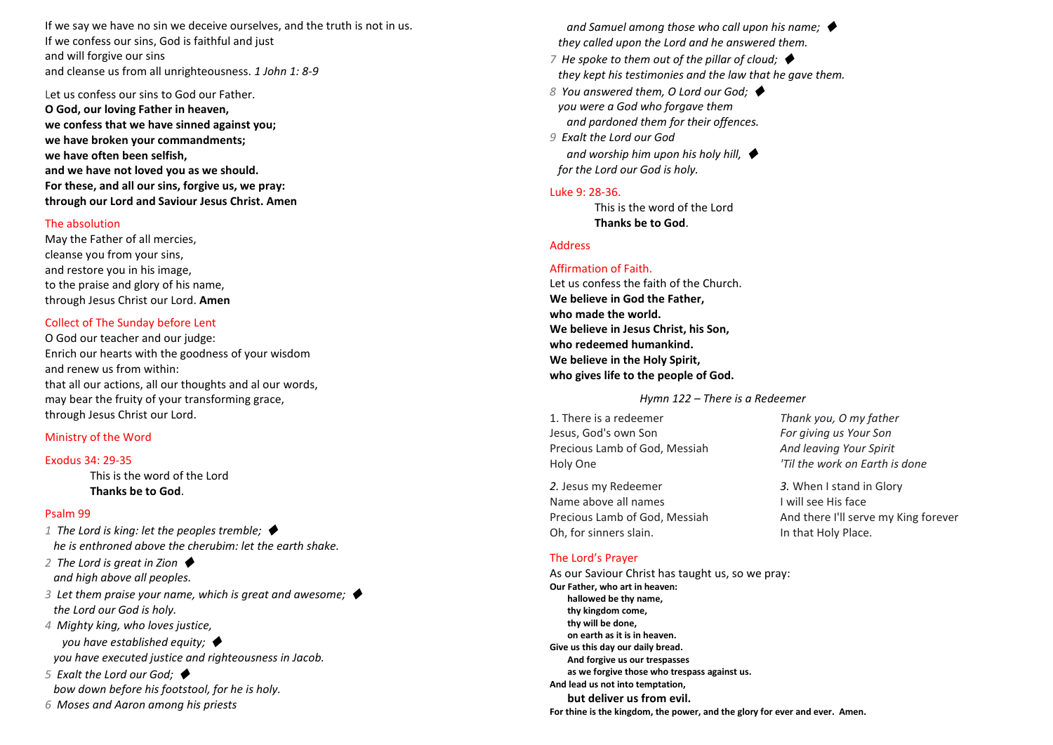If we say we have no sin we deceive ourselves, and the truth is not in us.
If we confess our sins, God is faithful and just
and will forgive our sins
and cleanse us from all unrighteousness. *1 John 1: 8-9*

Let us confess our sins to God our Father.
**O God, our loving Father in heaven,**
**we confess that we have sinned against you;**
**we have broken your commandments;**
**we have often been selfish,**
**and we have not loved you as we should.**
**For these, and all our sins, forgive us, we pray:**
**through our Lord and Saviour Jesus Christ. Amen**

## The absolution

May the Father of all mercies,
cleanse you from your sins,
and restore you in his image,
to the praise and glory of his name,
through Jesus Christ our Lord. **Amen**

## Collect of The Sunday before Lent

O God our teacher and our judge:
Enrich our hearts with the goodness of your wisdom
and renew us from within:
that all our actions, all our thoughts and al our words,
may bear the fruity of your transforming grace,
through Jesus Christ our Lord.

## Ministry of the Word

## Exodus 34: 29-35

This is the word of the Lord
**Thanks be to God**.

## Psalm 99

*1 The Lord is king: let the peoples tremble;* ◆
*he is enthroned above the cherubim: let the earth shake.*

*2 The Lord is great in Zion* ◆
*and high above all peoples.*

*3 Let them praise your name, which is great and awesome;* ◆
*the Lord our God is holy.*

*4 Mighty king, who loves justice,*
*you have established equity;* ◆
*you have executed justice and righteousness in Jacob.*

*5 Exalt the Lord our God;* ◆
*bow down before his footstool, for he is holy.*

*6 Moses and Aaron among his priests*
*and Samuel among those who call upon his name;* ◆
*they called upon the Lord and he answered them.*

*7 He spoke to them out of the pillar of cloud;* ◆
*they kept his testimonies and the law that he gave them.*

*8 You answered them, O Lord our God;* ◆
*you were a God who forgave them*
*and pardoned them for their offences.*

*9 Exalt the Lord our God*
*and worship him upon his holy hill,* ◆
*for the Lord our God is holy.*

## Luke 9: 28-36.

This is the word of the Lord
**Thanks be to God**.

## Address

## Affirmation of Faith.

Let us confess the faith of the Church.
**We believe in God the Father,**
**who made the world.**
**We believe in Jesus Christ, his Son,**
**who redeemed humankind.**
**We believe in the Holy Spirit,**
**who gives life to the people of God.**

*Hymn 122 – There is a Redeemer*

1. There is a redeemer
Jesus, God's own Son
Precious Lamb of God, Messiah
Holy One

*Thank you, O my father*
*For giving us Your Son*
*And leaving Your Spirit*
*'Til the work on Earth is done*

*2.* Jesus my Redeemer
Name above all names
Precious Lamb of God, Messiah
Oh, for sinners slain.

*3.* When I stand in Glory
I will see His face
And there I'll serve my King forever
In that Holy Place.

## The Lord's Prayer

As our Saviour Christ has taught us, so we pray:
**Our Father, who art in heaven:**
**hallowed be thy name,**
**thy kingdom come,**
**thy will be done,**
**on earth as it is in heaven.**
**Give us this day our daily bread.**
**And forgive us our trespasses**
**as we forgive those who trespass against us.**
**And lead us not into temptation,**
**but deliver us from evil.**
**For thine is the kingdom, the power, and the glory for ever and ever. Amen.**